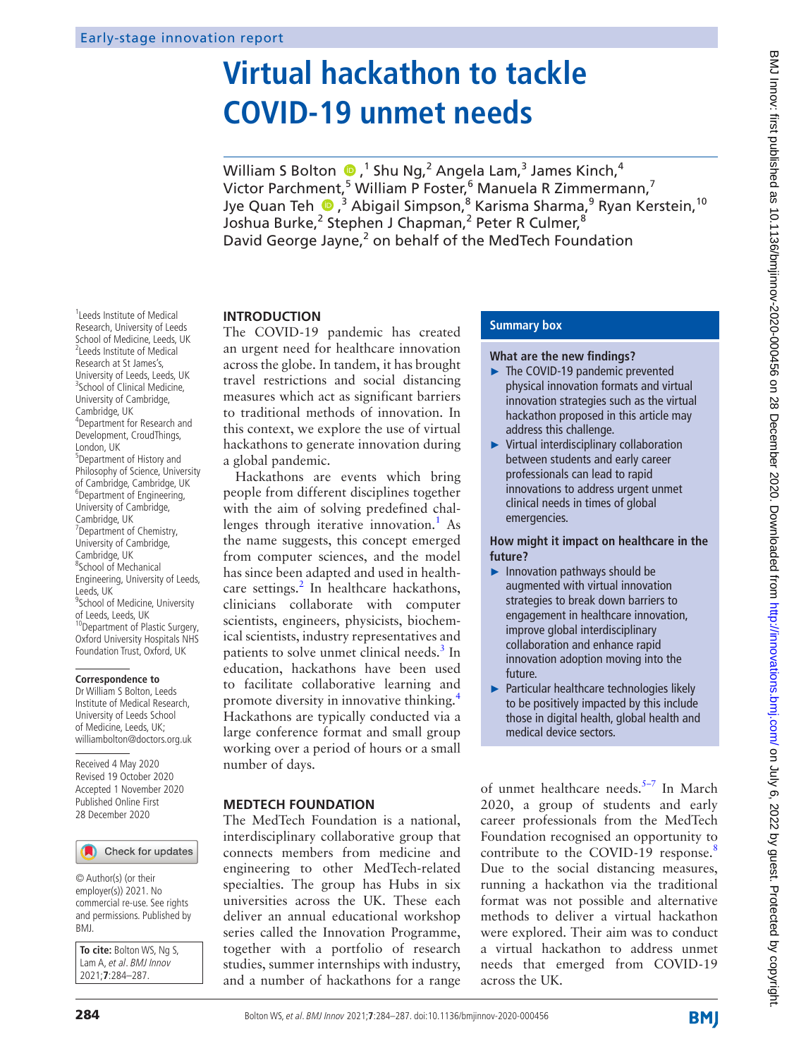Early-stage innovation report

# Virtual hackathon to tackle COVID-19 unmet needs

William S Bolton,[1] Shu Ng,[2] Angela Lam,[3] James Kinch,[4] Victor Parchment,[5] William P Foster,[6] Manuela R Zimmermann,[7] Jye Quan Teh,[3] Abigail Simpson,[8] Karisma Sharma,[9] Ryan Kerstein,[10] Joshua Burke,[2] Stephen J Chapman,[2] Peter R Culmer,[8] David George Jayne,[2] on behalf of the MedTech Foundation

[1]Leeds Institute of Medical Research, University of Leeds School of Medicine, Leeds, UK
[2]Leeds Institute of Medical Research at St James's, University of Leeds, Leeds, UK
[3]School of Clinical Medicine, University of Cambridge, Cambridge, UK
[4]Department for Research and Development, CroudThings, London, UK
[5]Department of History and Philosophy of Science, University of Cambridge, Cambridge, UK
[6]Department of Engineering, University of Cambridge, Cambridge, UK
[7]Department of Chemistry, University of Cambridge, Cambridge, UK
[8]School of Mechanical Engineering, University of Leeds, Leeds, UK
[9]School of Medicine, University of Leeds, Leeds, UK
[10]Department of Plastic Surgery, Oxford University Hospitals NHS Foundation Trust, Oxford, UK

**Correspondence to**
Dr William S Bolton, Leeds Institute of Medical Research, University of Leeds School of Medicine, Leeds, UK; williambolton@doctors.org.uk

Received 4 May 2020
Revised 19 October 2020
Accepted 1 November 2020
Published Online First 28 December 2020

© Author(s) (or their employer(s)) 2021. No commercial re-use. See rights and permissions. Published by BMJ.

**To cite:** Bolton WS, Ng S, Lam A, *et al*. *BMJ Innov* 2021;**7**:284–287.

## Summary box

**What are the new findings?**

- The COVID-19 pandemic prevented physical innovation formats and virtual innovation strategies such as the virtual hackathon proposed in this article may address this challenge.
- Virtual interdisciplinary collaboration between students and early career professionals can lead to rapid innovations to address urgent unmet clinical needs in times of global emergencies.

**How might it impact on healthcare in the future?**

- Innovation pathways should be augmented with virtual innovation strategies to break down barriers to engagement in healthcare innovation, improve global interdisciplinary collaboration and enhance rapid innovation adoption moving into the future.
- Particular healthcare technologies likely to be positively impacted by this include those in digital health, global health and medical device sectors.

## INTRODUCTION

The COVID-19 pandemic has created an urgent need for healthcare innovation across the globe. In tandem, it has brought travel restrictions and social distancing measures which act as significant barriers to traditional methods of innovation. In this context, we explore the use of virtual hackathons to generate innovation during a global pandemic.

Hackathons are events which bring people from different disciplines together with the aim of solving predefined challenges through iterative innovation.[1] As the name suggests, this concept emerged from computer sciences, and the model has since been adapted and used in healthcare settings.[2] In healthcare hackathons, clinicians collaborate with computer scientists, engineers, physicists, biochemical scientists, industry representatives and patients to solve unmet clinical needs.[3] In education, hackathons have been used to facilitate collaborative learning and promote diversity in innovative thinking.[4] Hackathons are typically conducted via a large conference format and small group working over a period of hours or a small number of days.

## MEDTECH FOUNDATION

The MedTech Foundation is a national, interdisciplinary collaborative group that connects members from medicine and engineering to other MedTech-related specialties. The group has Hubs in six universities across the UK. These each deliver an annual educational workshop series called the Innovation Programme, together with a portfolio of research studies, summer internships with industry, and a number of hackathons for a range of unmet healthcare needs.[5–7] In March 2020, a group of students and early career professionals from the MedTech Foundation recognised an opportunity to contribute to the COVID-19 response.[8] Due to the social distancing measures, running a hackathon via the traditional format was not possible and alternative methods to deliver a virtual hackathon were explored. Their aim was to conduct a virtual hackathon to address unmet needs that emerged from COVID-19 across the UK.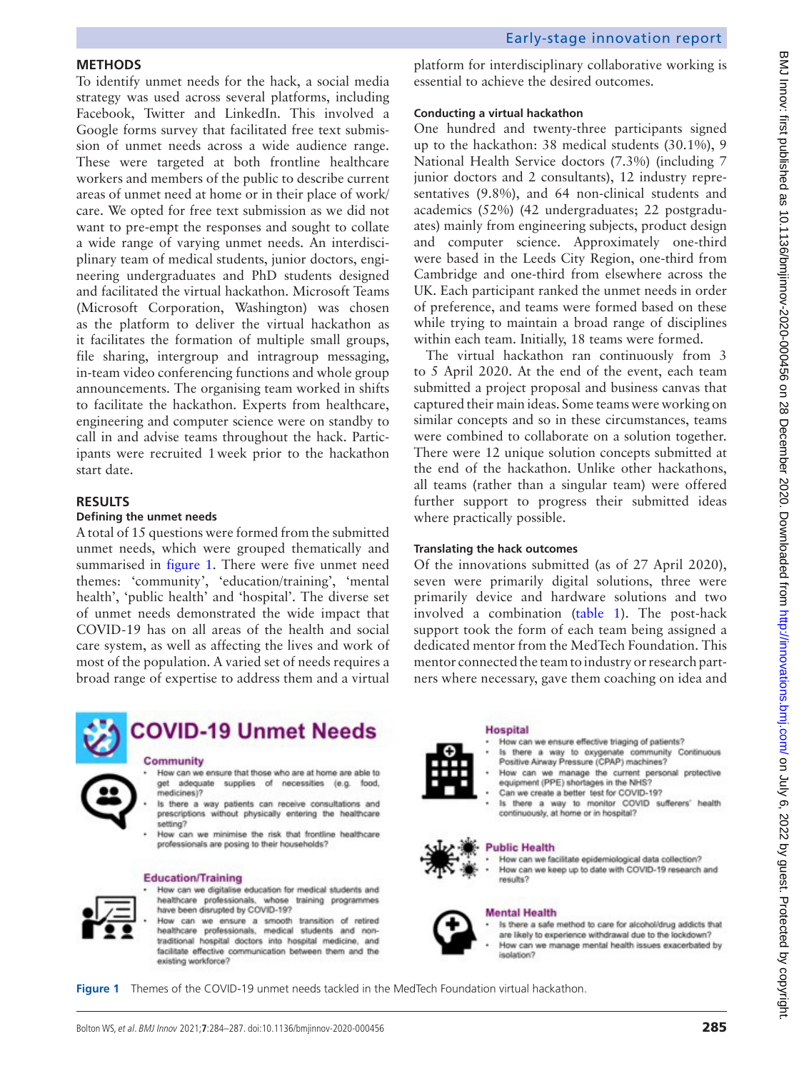## METHODS

To identify unmet needs for the hack, a social media strategy was used across several platforms, including Facebook, Twitter and LinkedIn. This involved a Google forms survey that facilitated free text submission of unmet needs across a wide audience range. These were targeted at both frontline healthcare workers and members of the public to describe current areas of unmet need at home or in their place of work/care. We opted for free text submission as we did not want to pre-empt the responses and sought to collate a wide range of varying unmet needs. An interdisciplinary team of medical students, junior doctors, engineering undergraduates and PhD students designed and facilitated the virtual hackathon. Microsoft Teams (Microsoft Corporation, Washington) was chosen as the platform to deliver the virtual hackathon as it facilitates the formation of multiple small groups, file sharing, intergroup and intragroup messaging, in-team video conferencing functions and whole group announcements. The organising team worked in shifts to facilitate the hackathon. Experts from healthcare, engineering and computer science were on standby to call in and advise teams throughout the hack. Participants were recruited 1 week prior to the hackathon start date.

## RESULTS

### Defining the unmet needs

A total of 15 questions were formed from the submitted unmet needs, which were grouped thematically and summarised in figure 1. There were five unmet need themes: 'community', 'education/training', 'mental health', 'public health' and 'hospital'. The diverse set of unmet needs demonstrated the wide impact that COVID-19 has on all areas of the health and social care system, as well as affecting the lives and work of most of the population. A varied set of needs requires a broad range of expertise to address them and a virtual platform for interdisciplinary collaborative working is essential to achieve the desired outcomes.

### Conducting a virtual hackathon

One hundred and twenty-three participants signed up to the hackathon: 38 medical students (30.1%), 9 National Health Service doctors (7.3%) (including 7 junior doctors and 2 consultants), 12 industry representatives (9.8%), and 64 non-clinical students and academics (52%) (42 undergraduates; 22 postgraduates) mainly from engineering subjects, product design and computer science. Approximately one-third were based in the Leeds City Region, one-third from Cambridge and one-third from elsewhere across the UK. Each participant ranked the unmet needs in order of preference, and teams were formed based on these while trying to maintain a broad range of disciplines within each team. Initially, 18 teams were formed.

The virtual hackathon ran continuously from 3 to 5 April 2020. At the end of the event, each team submitted a project proposal and business canvas that captured their main ideas. Some teams were working on similar concepts and so in these circumstances, teams were combined to collaborate on a solution together. There were 12 unique solution concepts submitted at the end of the hackathon. Unlike other hackathons, all teams (rather than a singular team) were offered further support to progress their submitted ideas where practically possible.

### Translating the hack outcomes

Of the innovations submitted (as of 27 April 2020), seven were primarily digital solutions, three were primarily device and hardware solutions and two involved a combination (table 1). The post-hack support took the form of each team being assigned a dedicated mentor from the MedTech Foundation. This mentor connected the team to industry or research partners where necessary, gave them coaching on idea and

**COVID-19 Unmet Needs**

**Community**
- How can we ensure that those who are at home are able to get adequate supplies of necessities (e.g. food, medicines)?
- Is there a way patients can receive consultations and prescriptions without physically entering the healthcare setting?
- How can we minimise the risk that frontline healthcare professionals are posing to their households?

**Education/Training**
- How can we digitalise education for medical students and healthcare professionals, whose training programmes have been disrupted by COVID-19?
- How can we ensure a smooth transition of retired healthcare professionals, medical students and non-traditional hospital doctors into hospital medicine, and facilitate effective communication between them and the existing workforce?

**Hospital**
- How can we ensure effective triaging of patients?
- Is there a way to oxygenate community Continuous Positive Airway Pressure (CPAP) machines?
- How can we manage the current personal protective equipment (PPE) shortages in the NHS?
- Can we create a better test for COVID-19?
- Is there a way to monitor COVID sufferers' health continuously, at home or in hospital?

**Public Health**
- How can we facilitate epidemiological data collection?
- How can we keep up to date with COVID-19 research and results?

**Mental Health**
- Is there a safe method to care for alcohol/drug addicts that are likely to experience withdrawal due to the lockdown?
- How can we manage mental health issues exacerbated by isolation?

**Figure 1** Themes of the COVID-19 unmet needs tackled in the MedTech Foundation virtual hackathon.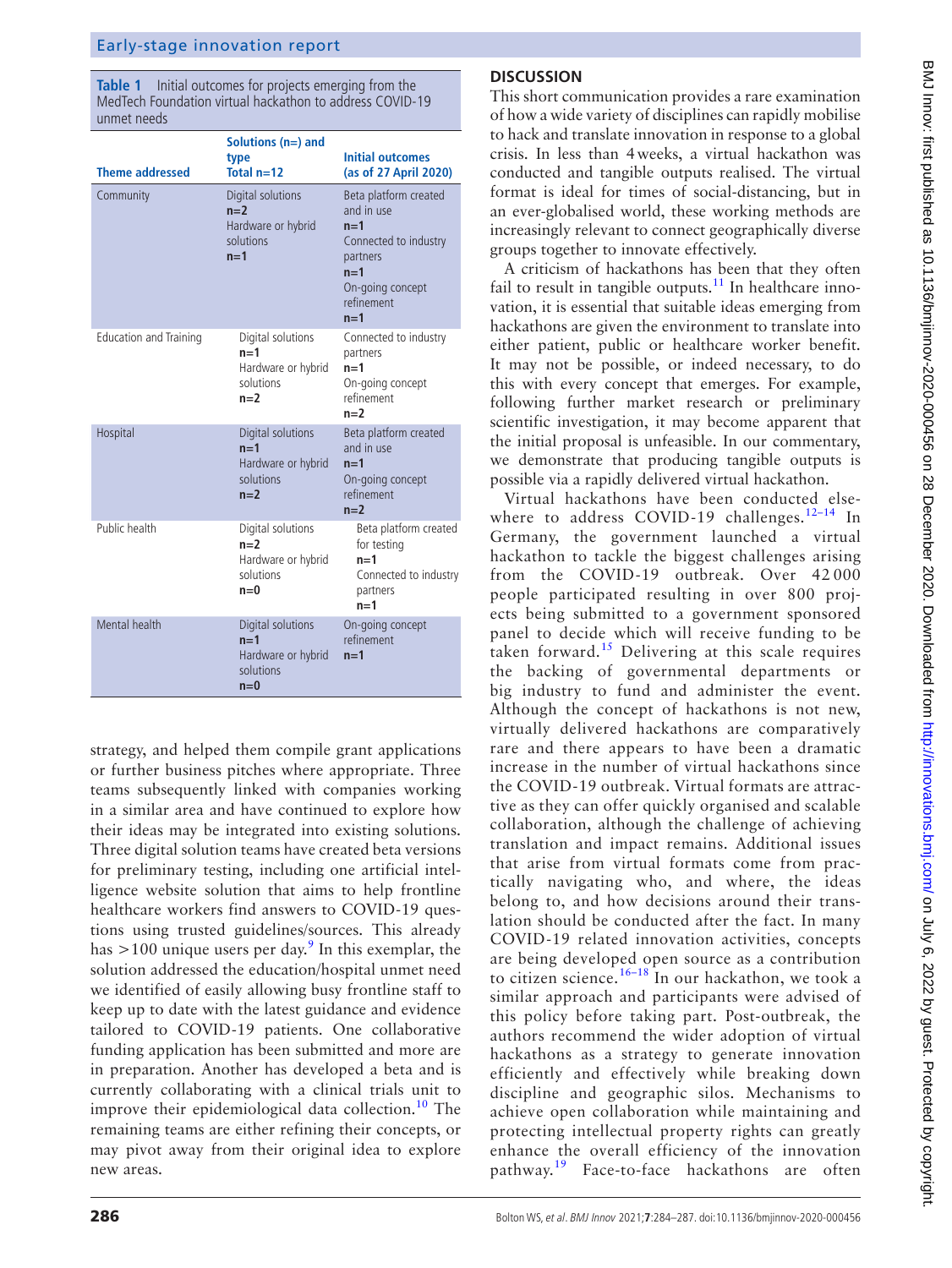**Table 1** Initial outcomes for projects emerging from the MedTech Foundation virtual hackathon to address COVID-19 unmet needs

| Theme addressed | Solutions (n=) and type Total n=12 | Initial outcomes (as of 27 April 2020) |
|---|---|---|
| Community | Digital solutions **n=2** Hardware or hybrid solutions **n=1** | Beta platform created and in use **n=1** Connected to industry partners **n=1** On-going concept refinement **n=1** |
| Education and Training | Digital solutions **n=1** Hardware or hybrid solutions **n=2** | Connected to industry partners **n=1** On-going concept refinement **n=2** |
| Hospital | Digital solutions **n=1** Hardware or hybrid solutions **n=2** | Beta platform created and in use **n=1** On-going concept refinement **n=2** |
| Public health | Digital solutions **n=2** Hardware or hybrid solutions **n=0** | Beta platform created for testing **n=1** Connected to industry partners **n=1** |
| Mental health | Digital solutions **n=1** Hardware or hybrid solutions **n=0** | On-going concept refinement **n=1** |

strategy, and helped them compile grant applications or further business pitches where appropriate. Three teams subsequently linked with companies working in a similar area and have continued to explore how their ideas may be integrated into existing solutions. Three digital solution teams have created beta versions for preliminary testing, including one artificial intelligence website solution that aims to help frontline healthcare workers find answers to COVID-19 questions using trusted guidelines/sources. This already has >100 unique users per day.[9] In this exemplar, the solution addressed the education/hospital unmet need we identified of easily allowing busy frontline staff to keep up to date with the latest guidance and evidence tailored to COVID-19 patients. One collaborative funding application has been submitted and more are in preparation. Another has developed a beta and is currently collaborating with a clinical trials unit to improve their epidemiological data collection.[10] The remaining teams are either refining their concepts, or may pivot away from their original idea to explore new areas.

## DISCUSSION

This short communication provides a rare examination of how a wide variety of disciplines can rapidly mobilise to hack and translate innovation in response to a global crisis. In less than 4 weeks, a virtual hackathon was conducted and tangible outputs realised. The virtual format is ideal for times of social-distancing, but in an ever-globalised world, these working methods are increasingly relevant to connect geographically diverse groups together to innovate effectively.

A criticism of hackathons has been that they often fail to result in tangible outputs.[11] In healthcare innovation, it is essential that suitable ideas emerging from hackathons are given the environment to translate into either patient, public or healthcare worker benefit. It may not be possible, or indeed necessary, to do this with every concept that emerges. For example, following further market research or preliminary scientific investigation, it may become apparent that the initial proposal is unfeasible. In our commentary, we demonstrate that producing tangible outputs is possible via a rapidly delivered virtual hackathon.

Virtual hackathons have been conducted elsewhere to address COVID-19 challenges.[12–14] In Germany, the government launched a virtual hackathon to tackle the biggest challenges arising from the COVID-19 outbreak. Over 42 000 people participated resulting in over 800 projects being submitted to a government sponsored panel to decide which will receive funding to be taken forward.[15] Delivering at this scale requires the backing of governmental departments or big industry to fund and administer the event. Although the concept of hackathons is not new, virtually delivered hackathons are comparatively rare and there appears to have been a dramatic increase in the number of virtual hackathons since the COVID-19 outbreak. Virtual formats are attractive as they can offer quickly organised and scalable collaboration, although the challenge of achieving translation and impact remains. Additional issues that arise from virtual formats come from practically navigating who, and where, the ideas belong to, and how decisions around their translation should be conducted after the fact. In many COVID-19 related innovation activities, concepts are being developed open source as a contribution to citizen science.[16–18] In our hackathon, we took a similar approach and participants were advised of this policy before taking part. Post-outbreak, the authors recommend the wider adoption of virtual hackathons as a strategy to generate innovation efficiently and effectively while breaking down discipline and geographic silos. Mechanisms to achieve open collaboration while maintaining and protecting intellectual property rights can greatly enhance the overall efficiency of the innovation pathway.[19] Face-to-face hackathons are often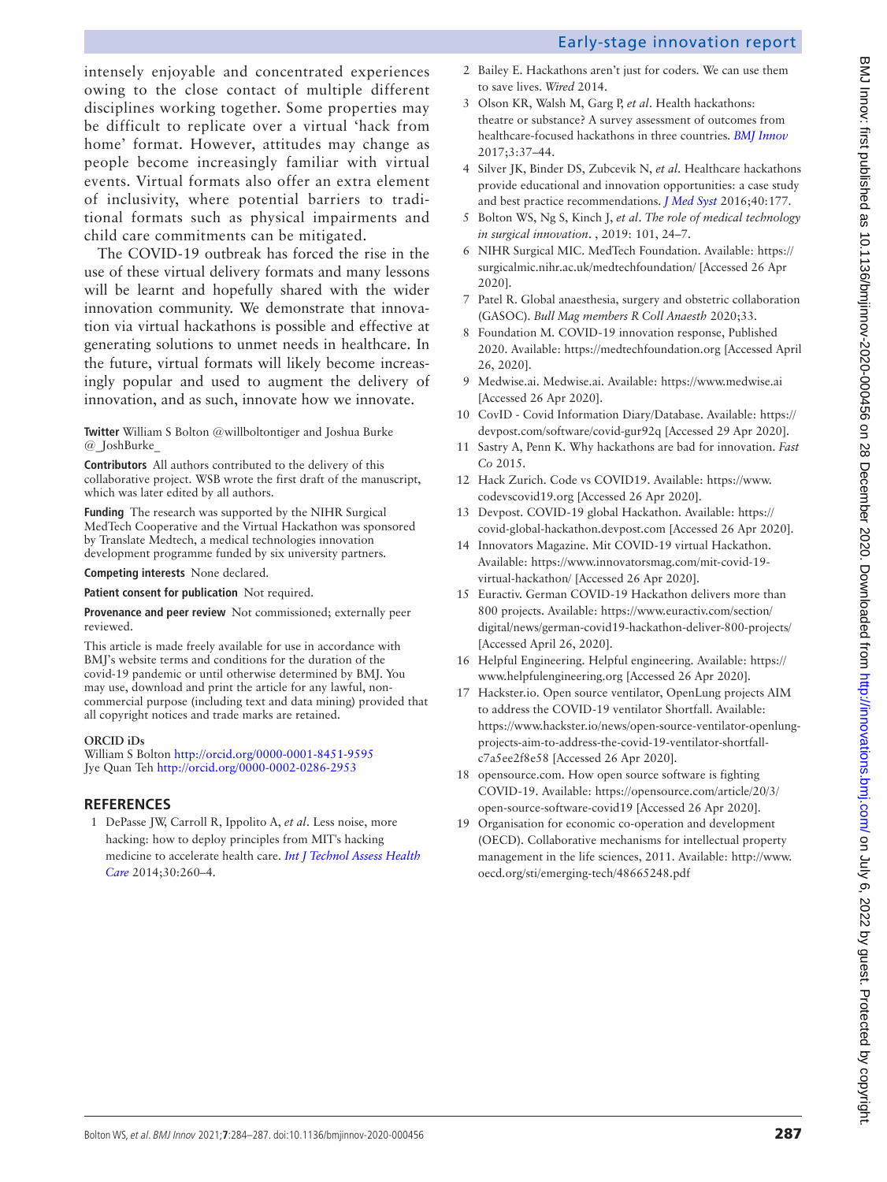intensely enjoyable and concentrated experiences owing to the close contact of multiple different disciplines working together. Some properties may be difficult to replicate over a virtual 'hack from home' format. However, attitudes may change as people become increasingly familiar with virtual events. Virtual formats also offer an extra element of inclusivity, where potential barriers to traditional formats such as physical impairments and child care commitments can be mitigated.

The COVID-19 outbreak has forced the rise in the use of these virtual delivery formats and many lessons will be learnt and hopefully shared with the wider innovation community. We demonstrate that innovation via virtual hackathons is possible and effective at generating solutions to unmet needs in healthcare. In the future, virtual formats will likely become increasingly popular and used to augment the delivery of innovation, and as such, innovate how we innovate.

**Twitter** William S Bolton @willboltontiger and Joshua Burke @_JoshBurke_

**Contributors** All authors contributed to the delivery of this collaborative project. WSB wrote the first draft of the manuscript, which was later edited by all authors.

**Funding** The research was supported by the NIHR Surgical MedTech Cooperative and the Virtual Hackathon was sponsored by Translate Medtech, a medical technologies innovation development programme funded by six university partners.

**Competing interests** None declared.

**Patient consent for publication** Not required.

**Provenance and peer review** Not commissioned; externally peer reviewed.

This article is made freely available for use in accordance with BMJ's website terms and conditions for the duration of the covid-19 pandemic or until otherwise determined by BMJ. You may use, download and print the article for any lawful, non-commercial purpose (including text and data mining) provided that all copyright notices and trade marks are retained.

**ORCID iDs**
William S Bolton http://orcid.org/0000-0001-8451-9595
Jye Quan Teh http://orcid.org/0000-0002-0286-2953

## REFERENCES

1. DePasse JW, Carroll R, Ippolito A, *et al*. Less noise, more hacking: how to deploy principles from MIT's hacking medicine to accelerate health care. *Int J Technol Assess Health Care* 2014;30:260–4.
2. Bailey E. Hackathons aren't just for coders. We can use them to save lives. *Wired* 2014.
3. Olson KR, Walsh M, Garg P, *et al*. Health hackathons: theatre or substance? A survey assessment of outcomes from healthcare-focused hackathons in three countries. *BMJ Innov* 2017;3:37–44.
4. Silver JK, Binder DS, Zubcevik N, *et al*. Healthcare hackathons provide educational and innovation opportunities: a case study and best practice recommendations. *J Med Syst* 2016;40:177.
5. Bolton WS, Ng S, Kinch J, *et al*. *The role of medical technology in surgical innovation*. , 2019: 101, 24–7.
6. NIHR Surgical MIC. MedTech Foundation. Available: https://surgicalmic.nihr.ac.uk/medtechfoundation/ [Accessed 26 Apr 2020].
7. Patel R. Global anaesthesia, surgery and obstetric collaboration (GASOC). *Bull Mag members R Coll Anaesth* 2020;33.
8. Foundation M. COVID-19 innovation response, Published 2020. Available: https://medtechfoundation.org [Accessed April 26, 2020].
9. Medwise.ai. Medwise.ai. Available: https://www.medwise.ai [Accessed 26 Apr 2020].
10. CovID - Covid Information Diary/Database. Available: https://devpost.com/software/covid-gur92q [Accessed 29 Apr 2020].
11. Sastry A, Penn K. Why hackathons are bad for innovation. *Fast Co* 2015.
12. Hack Zurich. Code vs COVID19. Available: https://www.codevscovid19.org [Accessed 26 Apr 2020].
13. Devpost. COVID-19 global Hackathon. Available: https://covid-global-hackathon.devpost.com [Accessed 26 Apr 2020].
14. Innovators Magazine. Mit COVID-19 virtual Hackathon. Available: https://www.innovatorsmag.com/mit-covid-19-virtual-hackathon/ [Accessed 26 Apr 2020].
15. Euractiv. German COVID-19 Hackathon delivers more than 800 projects. Available: https://www.euractiv.com/section/digital/news/german-covid19-hackathon-deliver-800-projects/ [Accessed April 26, 2020].
16. Helpful Engineering. Helpful engineering. Available: https://www.helpfulengineering.org [Accessed 26 Apr 2020].
17. Hackster.io. Open source ventilator, OpenLung projects AIM to address the COVID-19 ventilator Shortfall. Available: https://www.hackster.io/news/open-source-ventilator-openlung-projects-aim-to-address-the-covid-19-ventilator-shortfall-c7a5ee2f8e58 [Accessed 26 Apr 2020].
18. opensource.com. How open source software is fighting COVID-19. Available: https://opensource.com/article/20/3/open-source-software-covid19 [Accessed 26 Apr 2020].
19. Organisation for economic co-operation and development (OECD). Collaborative mechanisms for intellectual property management in the life sciences, 2011. Available: http://www.oecd.org/sti/emerging-tech/48665248.pdf